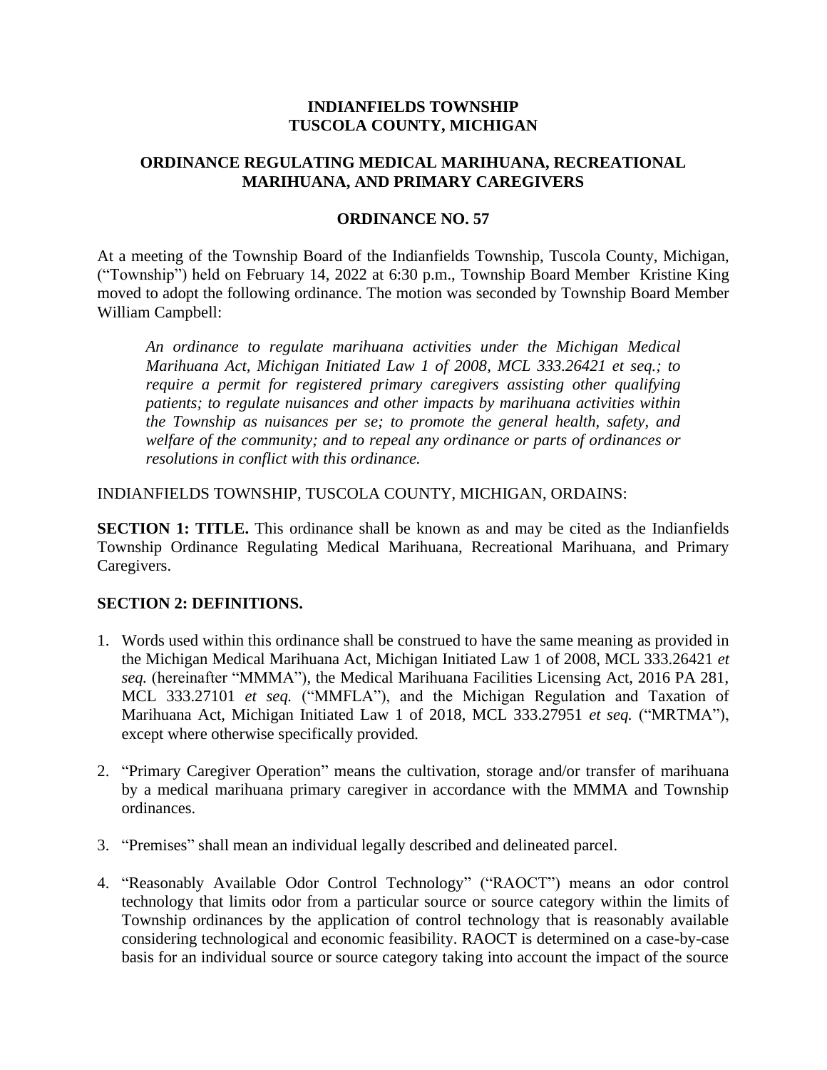**INDIANFIELDS TOWNSHIP**
**TUSCOLA COUNTY, MICHIGAN**

**ORDINANCE REGULATING MEDICAL MARIHUANA, RECREATIONAL MARIHUANA, AND PRIMARY CAREGIVERS**

**ORDINANCE NO. 57**

At a meeting of the Township Board of the Indianfields Township, Tuscola County, Michigan, ("Township") held on February 14, 2022 at 6:30 p.m., Township Board Member Kristine King moved to adopt the following ordinance. The motion was seconded by Township Board Member William Campbell:

> *An ordinance to regulate marihuana activities under the Michigan Medical Marihuana Act, Michigan Initiated Law 1 of 2008, MCL 333.26421 et seq.; to require a permit for registered primary caregivers assisting other qualifying patients; to regulate nuisances and other impacts by marihuana activities within the Township as nuisances per se; to promote the general health, safety, and welfare of the community; and to repeal any ordinance or parts of ordinances or resolutions in conflict with this ordinance.*

INDIANFIELDS TOWNSHIP, TUSCOLA COUNTY, MICHIGAN, ORDAINS:

**SECTION 1: TITLE.** This ordinance shall be known as and may be cited as the Indianfields Township Ordinance Regulating Medical Marihuana, Recreational Marihuana, and Primary Caregivers.

**SECTION 2: DEFINITIONS.**

1. Words used within this ordinance shall be construed to have the same meaning as provided in the Michigan Medical Marihuana Act, Michigan Initiated Law 1 of 2008, MCL 333.26421 *et seq.* (hereinafter "MMMA"), the Medical Marihuana Facilities Licensing Act, 2016 PA 281, MCL 333.27101 *et seq.* ("MMFLA"), and the Michigan Regulation and Taxation of Marihuana Act, Michigan Initiated Law 1 of 2018, MCL 333.27951 *et seq.* ("MRTMA"), except where otherwise specifically provided.

2. "Primary Caregiver Operation" means the cultivation, storage and/or transfer of marihuana by a medical marihuana primary caregiver in accordance with the MMMA and Township ordinances.

3. "Premises" shall mean an individual legally described and delineated parcel.

4. "Reasonably Available Odor Control Technology" ("RAOCT") means an odor control technology that limits odor from a particular source or source category within the limits of Township ordinances by the application of control technology that is reasonably available considering technological and economic feasibility. RAOCT is determined on a case-by-case basis for an individual source or source category taking into account the impact of the source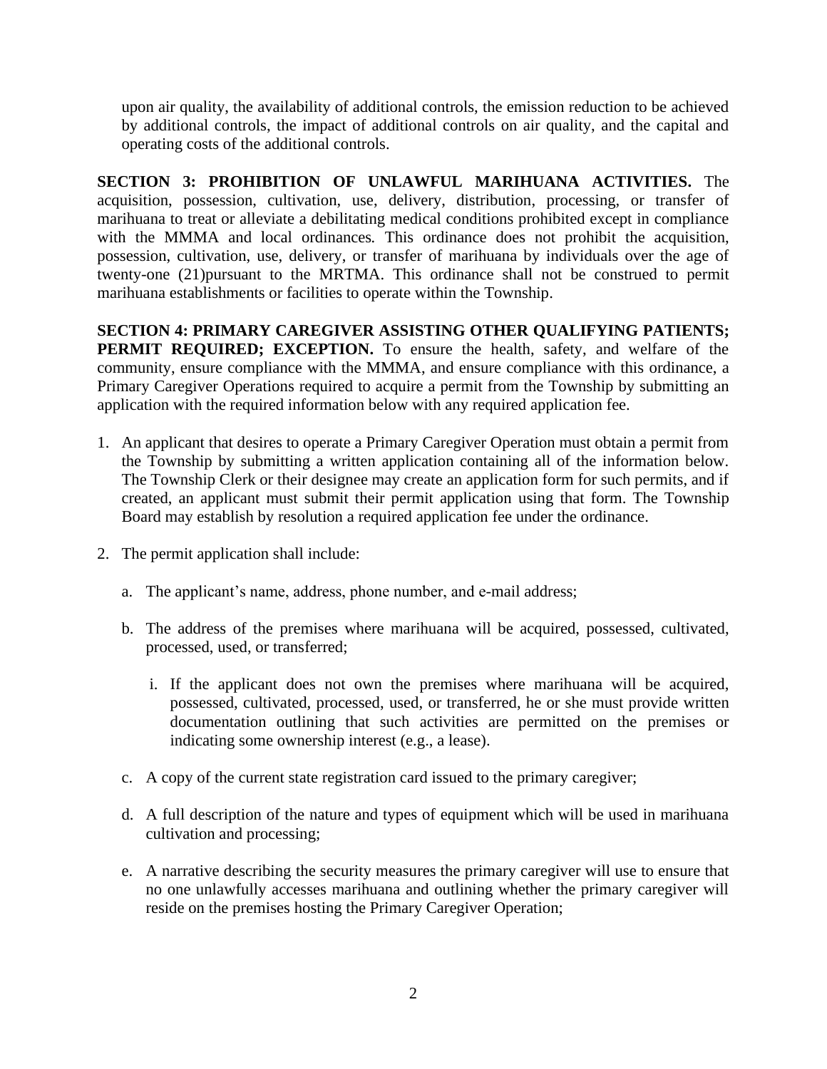upon air quality, the availability of additional controls, the emission reduction to be achieved by additional controls, the impact of additional controls on air quality, and the capital and operating costs of the additional controls.

**SECTION 3: PROHIBITION OF UNLAWFUL MARIHUANA ACTIVITIES.** The acquisition, possession, cultivation, use, delivery, distribution, processing, or transfer of marihuana to treat or alleviate a debilitating medical conditions prohibited except in compliance with the MMMA and local ordinances. This ordinance does not prohibit the acquisition, possession, cultivation, use, delivery, or transfer of marihuana by individuals over the age of twenty-one (21)pursuant to the MRTMA. This ordinance shall not be construed to permit marihuana establishments or facilities to operate within the Township.

**SECTION 4: PRIMARY CAREGIVER ASSISTING OTHER QUALIFYING PATIENTS; PERMIT REQUIRED; EXCEPTION.** To ensure the health, safety, and welfare of the community, ensure compliance with the MMMA, and ensure compliance with this ordinance, a Primary Caregiver Operations required to acquire a permit from the Township by submitting an application with the required information below with any required application fee.

1. An applicant that desires to operate a Primary Caregiver Operation must obtain a permit from the Township by submitting a written application containing all of the information below. The Township Clerk or their designee may create an application form for such permits, and if created, an applicant must submit their permit application using that form. The Township Board may establish by resolution a required application fee under the ordinance.

2. The permit application shall include:

    a. The applicant's name, address, phone number, and e-mail address;

    b. The address of the premises where marihuana will be acquired, possessed, cultivated, processed, used, or transferred;

        i. If the applicant does not own the premises where marihuana will be acquired, possessed, cultivated, processed, used, or transferred, he or she must provide written documentation outlining that such activities are permitted on the premises or indicating some ownership interest (e.g., a lease).

    c. A copy of the current state registration card issued to the primary caregiver;

    d. A full description of the nature and types of equipment which will be used in marihuana cultivation and processing;

    e. A narrative describing the security measures the primary caregiver will use to ensure that no one unlawfully accesses marihuana and outlining whether the primary caregiver will reside on the premises hosting the Primary Caregiver Operation;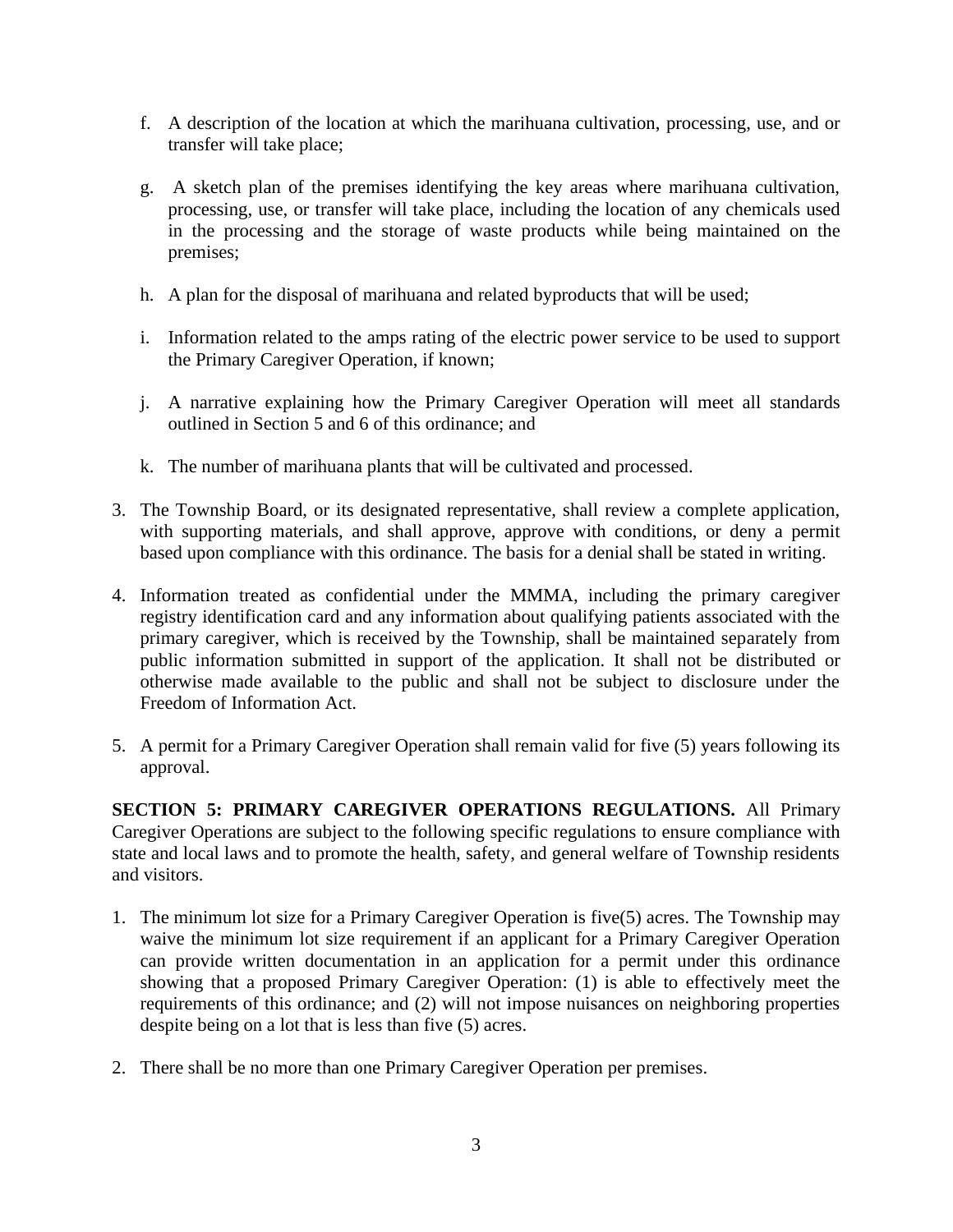f. A description of the location at which the marihuana cultivation, processing, use, and or transfer will take place;

g. A sketch plan of the premises identifying the key areas where marihuana cultivation, processing, use, or transfer will take place, including the location of any chemicals used in the processing and the storage of waste products while being maintained on the premises;

h. A plan for the disposal of marihuana and related byproducts that will be used;

i. Information related to the amps rating of the electric power service to be used to support the Primary Caregiver Operation, if known;

j. A narrative explaining how the Primary Caregiver Operation will meet all standards outlined in Section 5 and 6 of this ordinance; and

k. The number of marihuana plants that will be cultivated and processed.

3. The Township Board, or its designated representative, shall review a complete application, with supporting materials, and shall approve, approve with conditions, or deny a permit based upon compliance with this ordinance. The basis for a denial shall be stated in writing.

4. Information treated as confidential under the MMMA, including the primary caregiver registry identification card and any information about qualifying patients associated with the primary caregiver, which is received by the Township, shall be maintained separately from public information submitted in support of the application. It shall not be distributed or otherwise made available to the public and shall not be subject to disclosure under the Freedom of Information Act.

5. A permit for a Primary Caregiver Operation shall remain valid for five (5) years following its approval.

**SECTION 5: PRIMARY CAREGIVER OPERATIONS REGULATIONS.** All Primary Caregiver Operations are subject to the following specific regulations to ensure compliance with state and local laws and to promote the health, safety, and general welfare of Township residents and visitors.

1. The minimum lot size for a Primary Caregiver Operation is five(5) acres. The Township may waive the minimum lot size requirement if an applicant for a Primary Caregiver Operation can provide written documentation in an application for a permit under this ordinance showing that a proposed Primary Caregiver Operation: (1) is able to effectively meet the requirements of this ordinance; and (2) will not impose nuisances on neighboring properties despite being on a lot that is less than five (5) acres.

2. There shall be no more than one Primary Caregiver Operation per premises.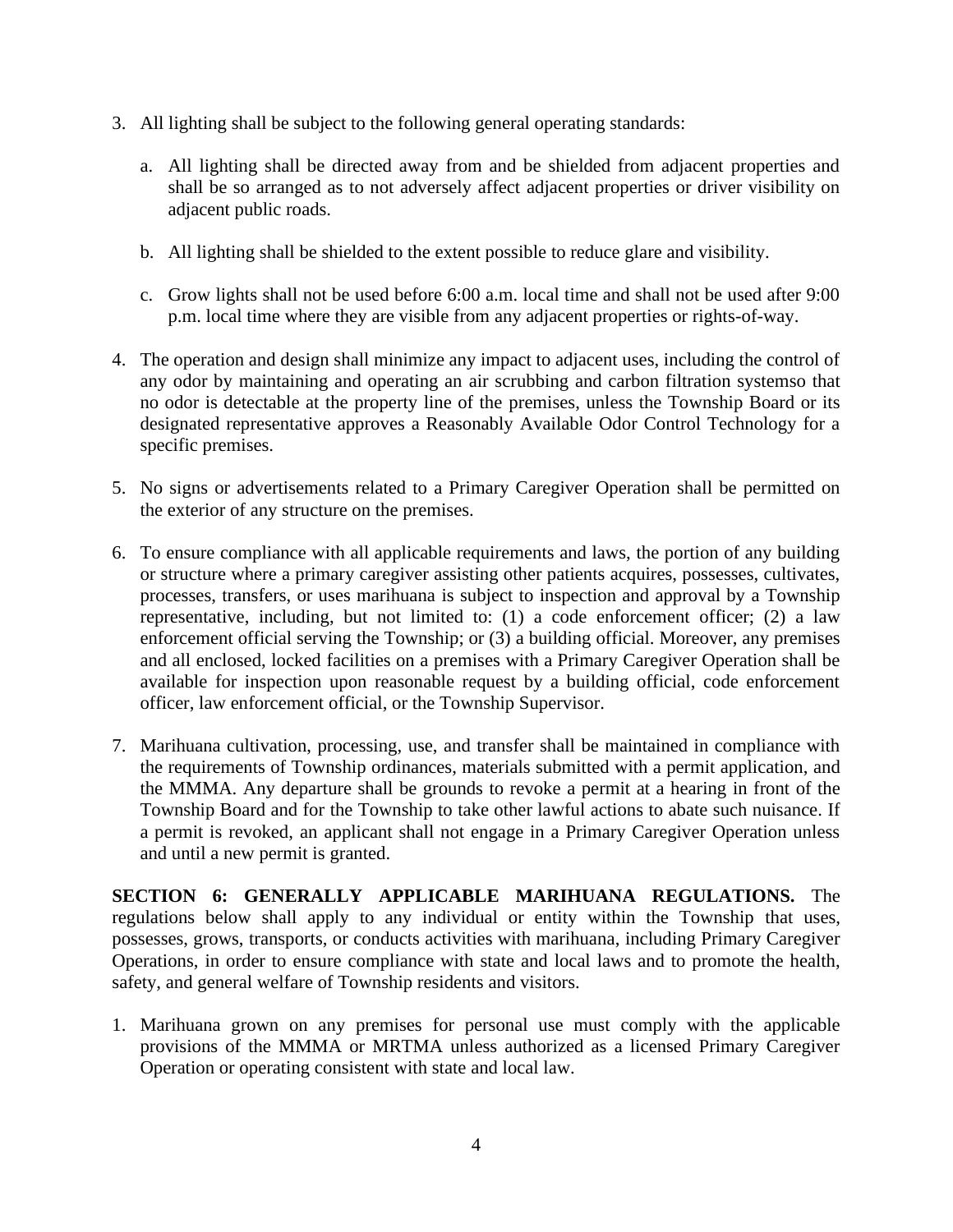3. All lighting shall be subject to the following general operating standards:

   a. All lighting shall be directed away from and be shielded from adjacent properties and shall be so arranged as to not adversely affect adjacent properties or driver visibility on adjacent public roads.

   b. All lighting shall be shielded to the extent possible to reduce glare and visibility.

   c. Grow lights shall not be used before 6:00 a.m. local time and shall not be used after 9:00 p.m. local time where they are visible from any adjacent properties or rights-of-way.

4. The operation and design shall minimize any impact to adjacent uses, including the control of any odor by maintaining and operating an air scrubbing and carbon filtration systemso that no odor is detectable at the property line of the premises, unless the Township Board or its designated representative approves a Reasonably Available Odor Control Technology for a specific premises.

5. No signs or advertisements related to a Primary Caregiver Operation shall be permitted on the exterior of any structure on the premises.

6. To ensure compliance with all applicable requirements and laws, the portion of any building or structure where a primary caregiver assisting other patients acquires, possesses, cultivates, processes, transfers, or uses marihuana is subject to inspection and approval by a Township representative, including, but not limited to: (1) a code enforcement officer; (2) a law enforcement official serving the Township; or (3) a building official. Moreover, any premises and all enclosed, locked facilities on a premises with a Primary Caregiver Operation shall be available for inspection upon reasonable request by a building official, code enforcement officer, law enforcement official, or the Township Supervisor.

7. Marihuana cultivation, processing, use, and transfer shall be maintained in compliance with the requirements of Township ordinances, materials submitted with a permit application, and the MMMA. Any departure shall be grounds to revoke a permit at a hearing in front of the Township Board and for the Township to take other lawful actions to abate such nuisance. If a permit is revoked, an applicant shall not engage in a Primary Caregiver Operation unless and until a new permit is granted.

**SECTION 6: GENERALLY APPLICABLE MARIHUANA REGULATIONS.** The regulations below shall apply to any individual or entity within the Township that uses, possesses, grows, transports, or conducts activities with marihuana, including Primary Caregiver Operations, in order to ensure compliance with state and local laws and to promote the health, safety, and general welfare of Township residents and visitors.

1. Marihuana grown on any premises for personal use must comply with the applicable provisions of the MMMA or MRTMA unless authorized as a licensed Primary Caregiver Operation or operating consistent with state and local law.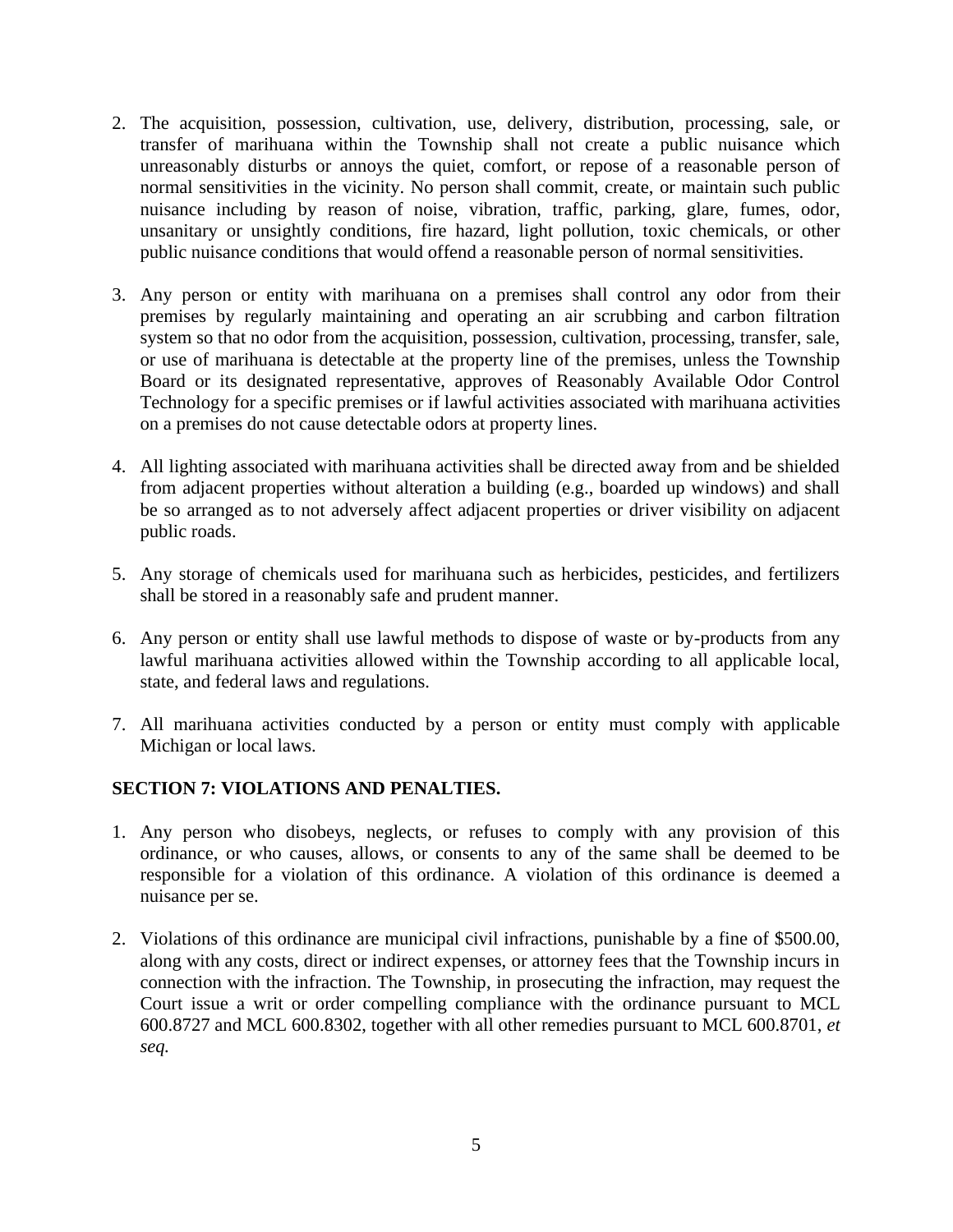2. The acquisition, possession, cultivation, use, delivery, distribution, processing, sale, or transfer of marihuana within the Township shall not create a public nuisance which unreasonably disturbs or annoys the quiet, comfort, or repose of a reasonable person of normal sensitivities in the vicinity. No person shall commit, create, or maintain such public nuisance including by reason of noise, vibration, traffic, parking, glare, fumes, odor, unsanitary or unsightly conditions, fire hazard, light pollution, toxic chemicals, or other public nuisance conditions that would offend a reasonable person of normal sensitivities.

3. Any person or entity with marihuana on a premises shall control any odor from their premises by regularly maintaining and operating an air scrubbing and carbon filtration system so that no odor from the acquisition, possession, cultivation, processing, transfer, sale, or use of marihuana is detectable at the property line of the premises, unless the Township Board or its designated representative, approves of Reasonably Available Odor Control Technology for a specific premises or if lawful activities associated with marihuana activities on a premises do not cause detectable odors at property lines.

4. All lighting associated with marihuana activities shall be directed away from and be shielded from adjacent properties without alteration a building (e.g., boarded up windows) and shall be so arranged as to not adversely affect adjacent properties or driver visibility on adjacent public roads.

5. Any storage of chemicals used for marihuana such as herbicides, pesticides, and fertilizers shall be stored in a reasonably safe and prudent manner.

6. Any person or entity shall use lawful methods to dispose of waste or by-products from any lawful marihuana activities allowed within the Township according to all applicable local, state, and federal laws and regulations.

7. All marihuana activities conducted by a person or entity must comply with applicable Michigan or local laws.

**SECTION 7: VIOLATIONS AND PENALTIES.**

1. Any person who disobeys, neglects, or refuses to comply with any provision of this ordinance, or who causes, allows, or consents to any of the same shall be deemed to be responsible for a violation of this ordinance. A violation of this ordinance is deemed a nuisance per se.

2. Violations of this ordinance are municipal civil infractions, punishable by a fine of $500.00, along with any costs, direct or indirect expenses, or attorney fees that the Township incurs in connection with the infraction. The Township, in prosecuting the infraction, may request the Court issue a writ or order compelling compliance with the ordinance pursuant to MCL 600.8727 and MCL 600.8302, together with all other remedies pursuant to MCL 600.8701, *et seq.*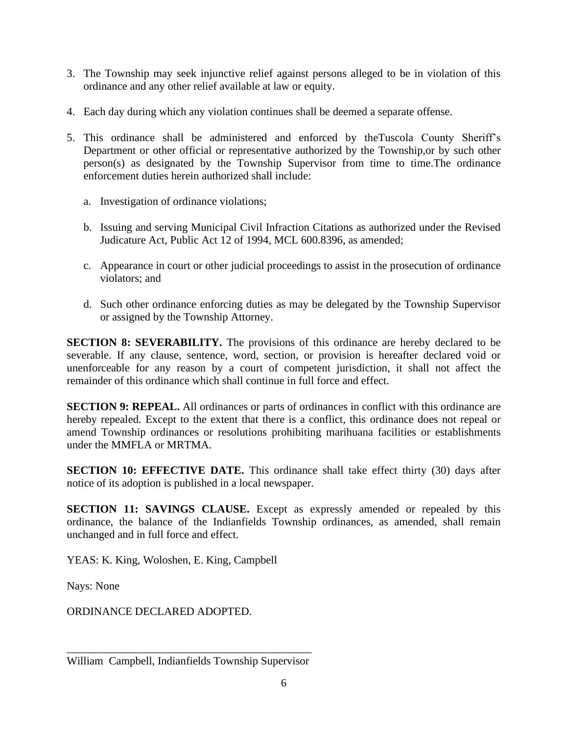3. The Township may seek injunctive relief against persons alleged to be in violation of this ordinance and any other relief available at law or equity.

4. Each day during which any violation continues shall be deemed a separate offense.

5. This ordinance shall be administered and enforced by theTuscola County Sheriff's Department or other official or representative authorized by the Township,or by such other person(s) as designated by the Township Supervisor from time to time.The ordinance enforcement duties herein authorized shall include:

   a. Investigation of ordinance violations;

   b. Issuing and serving Municipal Civil Infraction Citations as authorized under the Revised Judicature Act, Public Act 12 of 1994, MCL 600.8396, as amended;

   c. Appearance in court or other judicial proceedings to assist in the prosecution of ordinance violators; and

   d. Such other ordinance enforcing duties as may be delegated by the Township Supervisor or assigned by the Township Attorney.

**SECTION 8: SEVERABILITY.** The provisions of this ordinance are hereby declared to be severable. If any clause, sentence, word, section, or provision is hereafter declared void or unenforceable for any reason by a court of competent jurisdiction, it shall not affect the remainder of this ordinance which shall continue in full force and effect.

**SECTION 9: REPEAL.** All ordinances or parts of ordinances in conflict with this ordinance are hereby repealed. Except to the extent that there is a conflict, this ordinance does not repeal or amend Township ordinances or resolutions prohibiting marihuana facilities or establishments under the MMFLA or MRTMA.

**SECTION 10: EFFECTIVE DATE.** This ordinance shall take effect thirty (30) days after notice of its adoption is published in a local newspaper.

**SECTION 11: SAVINGS CLAUSE.** Except as expressly amended or repealed by this ordinance, the balance of the Indianfields Township ordinances, as amended, shall remain unchanged and in full force and effect.

YEAS: K. King, Woloshen, E. King, Campbell

Nays: None

ORDINANCE DECLARED ADOPTED.

\_\_\_\_\_\_\_\_\_\_\_\_\_\_\_\_\_\_\_\_\_\_\_\_\_\_\_\_\_\_\_\_\_\_\_\_\_\_\_\_\_\_\_\_

William Campbell, Indianfields Township Supervisor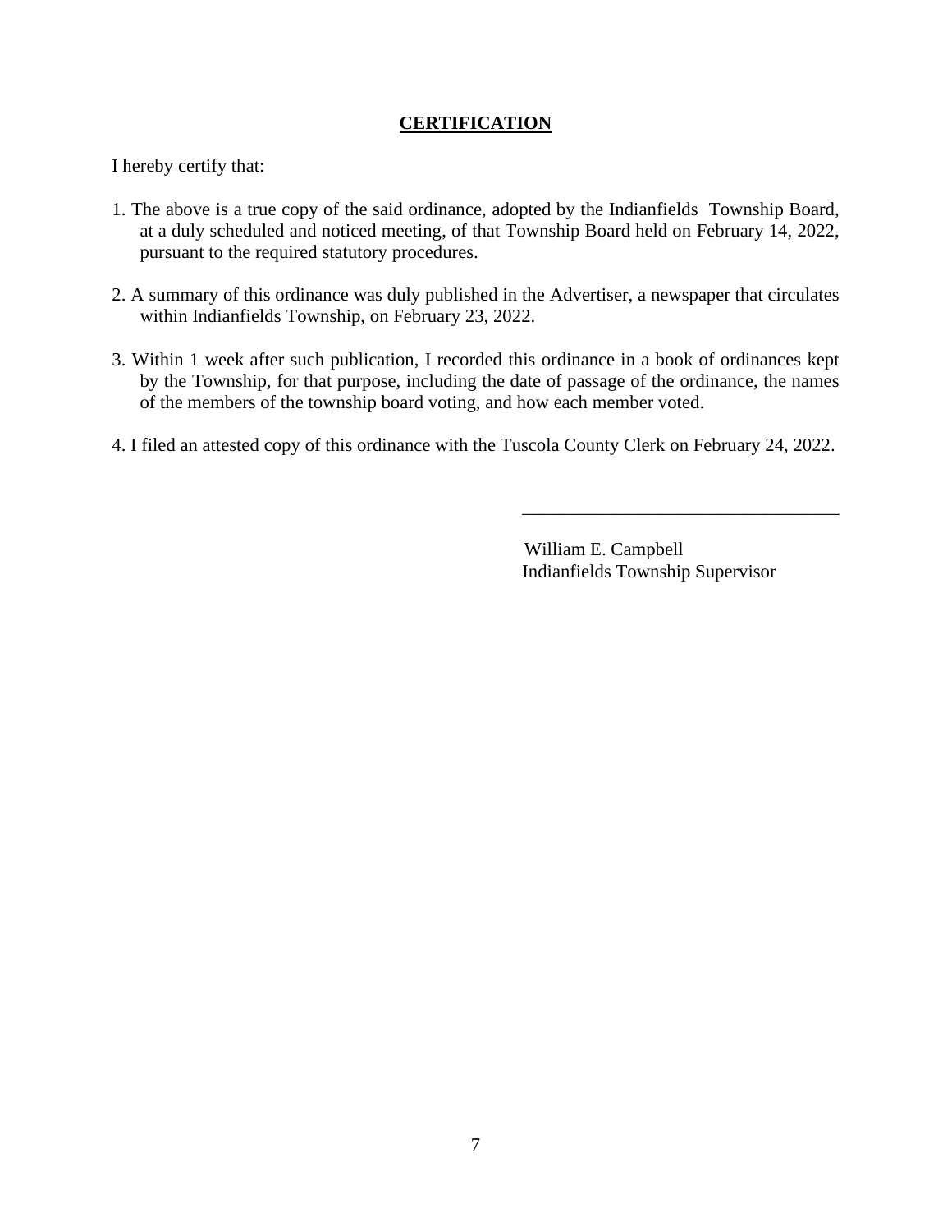## CERTIFICATION

I hereby certify that:

1. The above is a true copy of the said ordinance, adopted by the Indianfields Township Board, at a duly scheduled and noticed meeting, of that Township Board held on February 14, 2022, pursuant to the required statutory procedures.

2. A summary of this ordinance was duly published in the Advertiser, a newspaper that circulates within Indianfields Township, on February 23, 2022.

3. Within 1 week after such publication, I recorded this ordinance in a book of ordinances kept by the Township, for that purpose, including the date of passage of the ordinance, the names of the members of the township board voting, and how each member voted.

4. I filed an attested copy of this ordinance with the Tuscola County Clerk on February 24, 2022.

\_\_\_\_\_\_\_\_\_\_\_\_\_\_\_\_\_\_\_\_\_\_\_\_\_\_\_\_\_\_\_\_\_\_

William E. Campbell
Indianfields Township Supervisor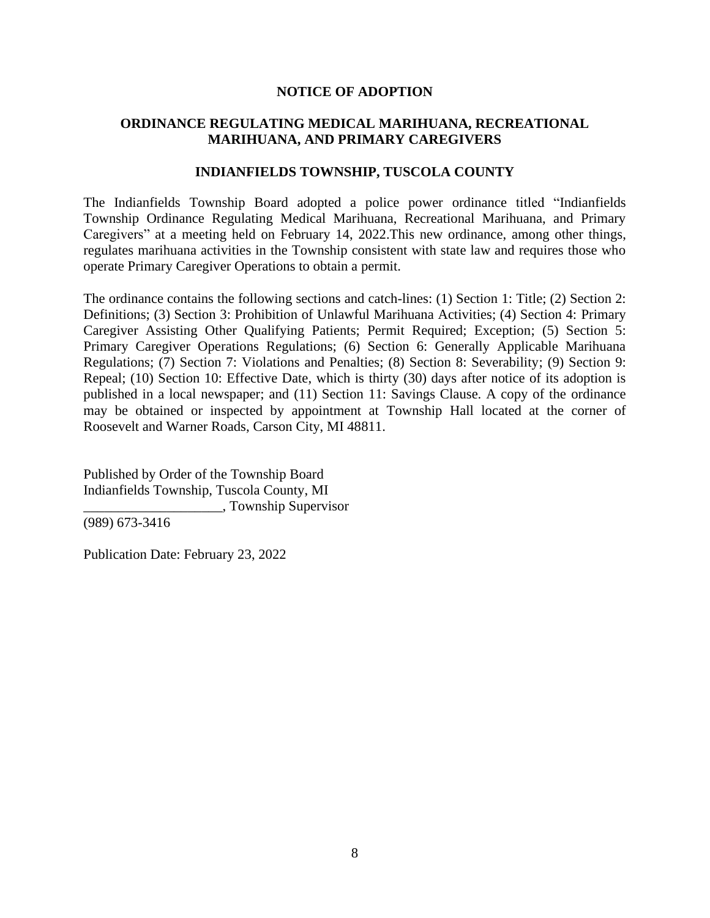**NOTICE OF ADOPTION**

**ORDINANCE REGULATING MEDICAL MARIHUANA, RECREATIONAL MARIHUANA, AND PRIMARY CAREGIVERS**

**INDIANFIELDS TOWNSHIP, TUSCOLA COUNTY**

The Indianfields Township Board adopted a police power ordinance titled "Indianfields Township Ordinance Regulating Medical Marihuana, Recreational Marihuana, and Primary Caregivers" at a meeting held on February 14, 2022.This new ordinance, among other things, regulates marihuana activities in the Township consistent with state law and requires those who operate Primary Caregiver Operations to obtain a permit.

The ordinance contains the following sections and catch-lines: (1) Section 1: Title; (2) Section 2: Definitions; (3) Section 3: Prohibition of Unlawful Marihuana Activities; (4) Section 4: Primary Caregiver Assisting Other Qualifying Patients; Permit Required; Exception; (5) Section 5: Primary Caregiver Operations Regulations; (6) Section 6: Generally Applicable Marihuana Regulations; (7) Section 7: Violations and Penalties; (8) Section 8: Severability; (9) Section 9: Repeal; (10) Section 10: Effective Date, which is thirty (30) days after notice of its adoption is published in a local newspaper; and (11) Section 11: Savings Clause. A copy of the ordinance may be obtained or inspected by appointment at Township Hall located at the corner of Roosevelt and Warner Roads, Carson City, MI 48811.

Published by Order of the Township Board
Indianfields Township, Tuscola County, MI
____________________, Township Supervisor
(989) 673-3416

Publication Date: February 23, 2022